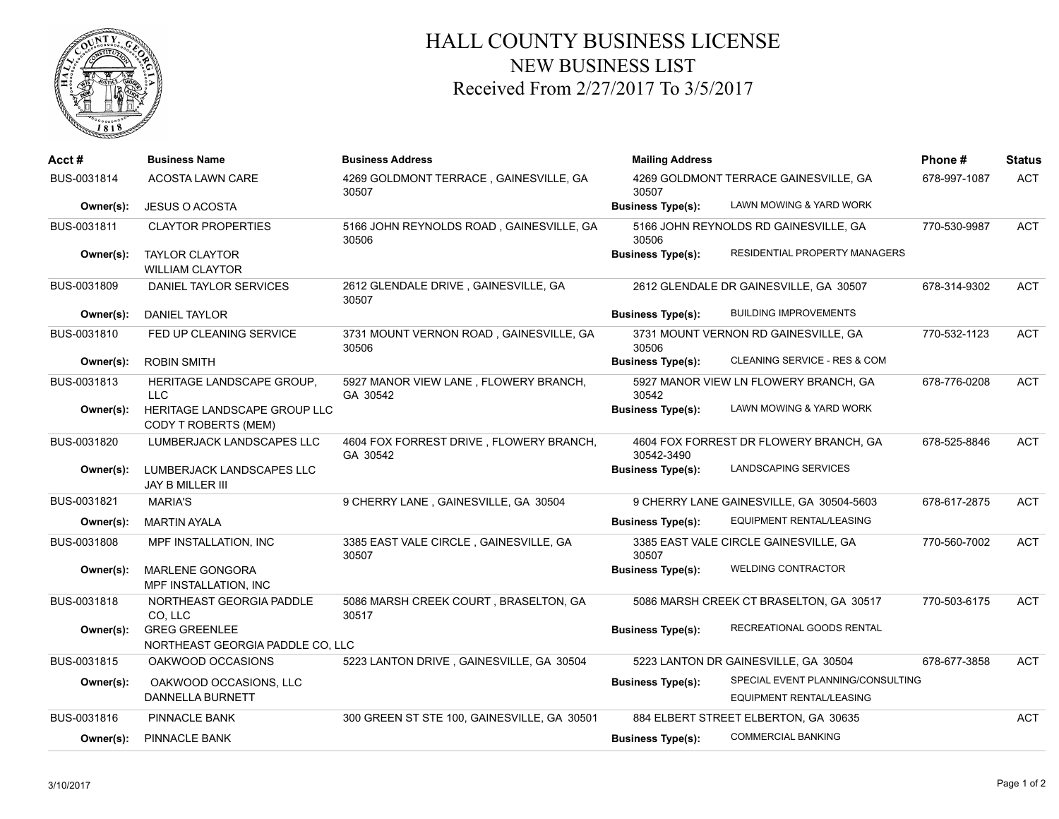# HALL COUNTY BUSINESS LICENSE
## NEW BUSINESS LIST
### Received From 2/27/2017 To 3/5/2017

| Acct # | Business Name | Business Address | Mailing Address | | Phone # | Status |
|---|---|---|---|---|---|---|
| BUS-0031814 | ACOSTA LAWN CARE | 4269 GOLDMONT TERRACE , GAINESVILLE, GA 30507 | 4269 GOLDMONT TERRACE GAINESVILLE, GA 30507 | | 678-997-1087 | ACT |
| **Owner(s):** | JESUS O ACOSTA | | **Business Type(s):** | LAWN MOWING & YARD WORK | | |
| BUS-0031811 | CLAYTOR PROPERTIES | 5166 JOHN REYNOLDS ROAD , GAINESVILLE, GA 30506 | 5166 JOHN REYNOLDS RD GAINESVILLE, GA 30506 | | 770-530-9987 | ACT |
| **Owner(s):** | TAYLOR CLAYTOR<br>WILLIAM CLAYTOR | | **Business Type(s):** | RESIDENTIAL PROPERTY MANAGERS | | |
| BUS-0031809 | DANIEL TAYLOR SERVICES | 2612 GLENDALE DRIVE , GAINESVILLE, GA 30507 | 2612 GLENDALE DR GAINESVILLE, GA 30507 | | 678-314-9302 | ACT |
| **Owner(s):** | DANIEL TAYLOR | | **Business Type(s):** | BUILDING IMPROVEMENTS | | |
| BUS-0031810 | FED UP CLEANING SERVICE | 3731 MOUNT VERNON ROAD , GAINESVILLE, GA 30506 | 3731 MOUNT VERNON RD GAINESVILLE, GA 30506 | | 770-532-1123 | ACT |
| **Owner(s):** | ROBIN SMITH | | **Business Type(s):** | CLEANING SERVICE - RES & COM | | |
| BUS-0031813 | HERITAGE LANDSCAPE GROUP, LLC | 5927 MANOR VIEW LANE , FLOWERY BRANCH, GA 30542 | 5927 MANOR VIEW LN FLOWERY BRANCH, GA 30542 | | 678-776-0208 | ACT |
| **Owner(s):** | HERITAGE LANDSCAPE GROUP LLC<br>CODY T ROBERTS (MEM) | | **Business Type(s):** | LAWN MOWING & YARD WORK | | |
| BUS-0031820 | LUMBERJACK LANDSCAPES LLC | 4604 FOX FORREST DRIVE , FLOWERY BRANCH, GA 30542 | 4604 FOX FORREST DR FLOWERY BRANCH, GA 30542-3490 | | 678-525-8846 | ACT |
| **Owner(s):** | LUMBERJACK LANDSCAPES LLC<br>JAY B MILLER III | | **Business Type(s):** | LANDSCAPING SERVICES | | |
| BUS-0031821 | MARIA'S | 9 CHERRY LANE , GAINESVILLE, GA 30504 | 9 CHERRY LANE GAINESVILLE, GA 30504-5603 | | 678-617-2875 | ACT |
| **Owner(s):** | MARTIN AYALA | | **Business Type(s):** | EQUIPMENT RENTAL/LEASING | | |
| BUS-0031808 | MPF INSTALLATION, INC | 3385 EAST VALE CIRCLE , GAINESVILLE, GA 30507 | 3385 EAST VALE CIRCLE GAINESVILLE, GA 30507 | | 770-560-7002 | ACT |
| **Owner(s):** | MARLENE GONGORA<br>MPF INSTALLATION, INC | | **Business Type(s):** | WELDING CONTRACTOR | | |
| BUS-0031818 | NORTHEAST GEORGIA PADDLE CO, LLC | 5086 MARSH CREEK COURT , BRASELTON, GA 30517 | 5086 MARSH CREEK CT BRASELTON, GA 30517 | | 770-503-6175 | ACT |
| **Owner(s):** | GREG GREENLEE<br>NORTHEAST GEORGIA PADDLE CO, LLC | | **Business Type(s):** | RECREATIONAL GOODS RENTAL | | |
| BUS-0031815 | OAKWOOD OCCASIONS | 5223 LANTON DRIVE , GAINESVILLE, GA 30504 | 5223 LANTON DR GAINESVILLE, GA 30504 | | 678-677-3858 | ACT |
| **Owner(s):** | OAKWOOD OCCASIONS, LLC<br>DANNELLA BURNETT | | **Business Type(s):** | SPECIAL EVENT PLANNING/CONSULTING<br>EQUIPMENT RENTAL/LEASING | | |
| BUS-0031816 | PINNACLE BANK | 300 GREEN ST STE 100, GAINESVILLE, GA 30501 | 884 ELBERT STREET ELBERTON, GA 30635 | | | ACT |
| **Owner(s):** | PINNACLE BANK | | **Business Type(s):** | COMMERCIAL BANKING | | |

3/10/2017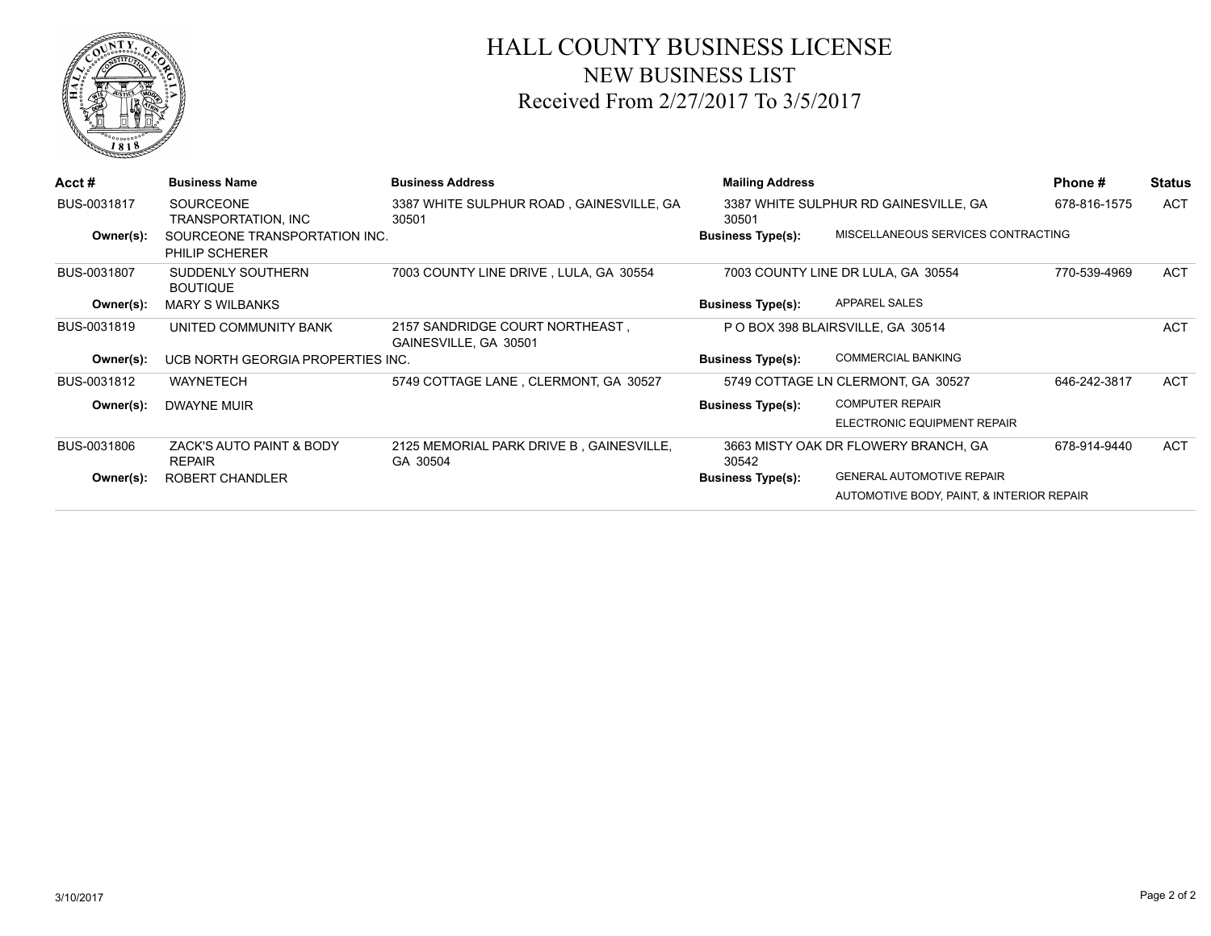# HALL COUNTY BUSINESS LICENSE
## NEW BUSINESS LIST
## Received From 2/27/2017 To 3/5/2017

| Acct # | Business Name | Business Address | Mailing Address | | Phone # | Status |
|---|---|---|---|---|---|---|
| BUS-0031817 | SOURCEONE TRANSPORTATION, INC | 3387 WHITE SULPHUR ROAD , GAINESVILLE, GA 30501 | 3387 WHITE SULPHUR RD GAINESVILLE, GA 30501 | | 678-816-1575 | ACT |
| Owner(s): | SOURCEONE TRANSPORTATION INC. PHILIP SCHERER | | Business Type(s): | MISCELLANEOUS SERVICES CONTRACTING | | |
| BUS-0031807 | SUDDENLY SOUTHERN BOUTIQUE | 7003 COUNTY LINE DRIVE , LULA, GA 30554 | 7003 COUNTY LINE DR LULA, GA 30554 | | 770-539-4969 | ACT |
| Owner(s): | MARY S WILBANKS | | Business Type(s): | APPAREL SALES | | |
| BUS-0031819 | UNITED COMMUNITY BANK | 2157 SANDRIDGE COURT NORTHEAST , GAINESVILLE, GA 30501 | P O BOX 398 BLAIRSVILLE, GA 30514 | | | ACT |
| Owner(s): | UCB NORTH GEORGIA PROPERTIES INC. | | Business Type(s): | COMMERCIAL BANKING | | |
| BUS-0031812 | WAYNETECH | 5749 COTTAGE LANE , CLERMONT, GA 30527 | 5749 COTTAGE LN CLERMONT, GA 30527 | | 646-242-3817 | ACT |
| Owner(s): | DWAYNE MUIR | | Business Type(s): | COMPUTER REPAIR<br>ELECTRONIC EQUIPMENT REPAIR | | |
| BUS-0031806 | ZACK'S AUTO PAINT & BODY REPAIR | 2125 MEMORIAL PARK DRIVE B , GAINESVILLE, GA 30504 | 3663 MISTY OAK DR FLOWERY BRANCH, GA 30542 | | 678-914-9440 | ACT |
| Owner(s): | ROBERT CHANDLER | | Business Type(s): | GENERAL AUTOMOTIVE REPAIR<br>AUTOMOTIVE BODY, PAINT, & INTERIOR REPAIR | | |

3/10/2017